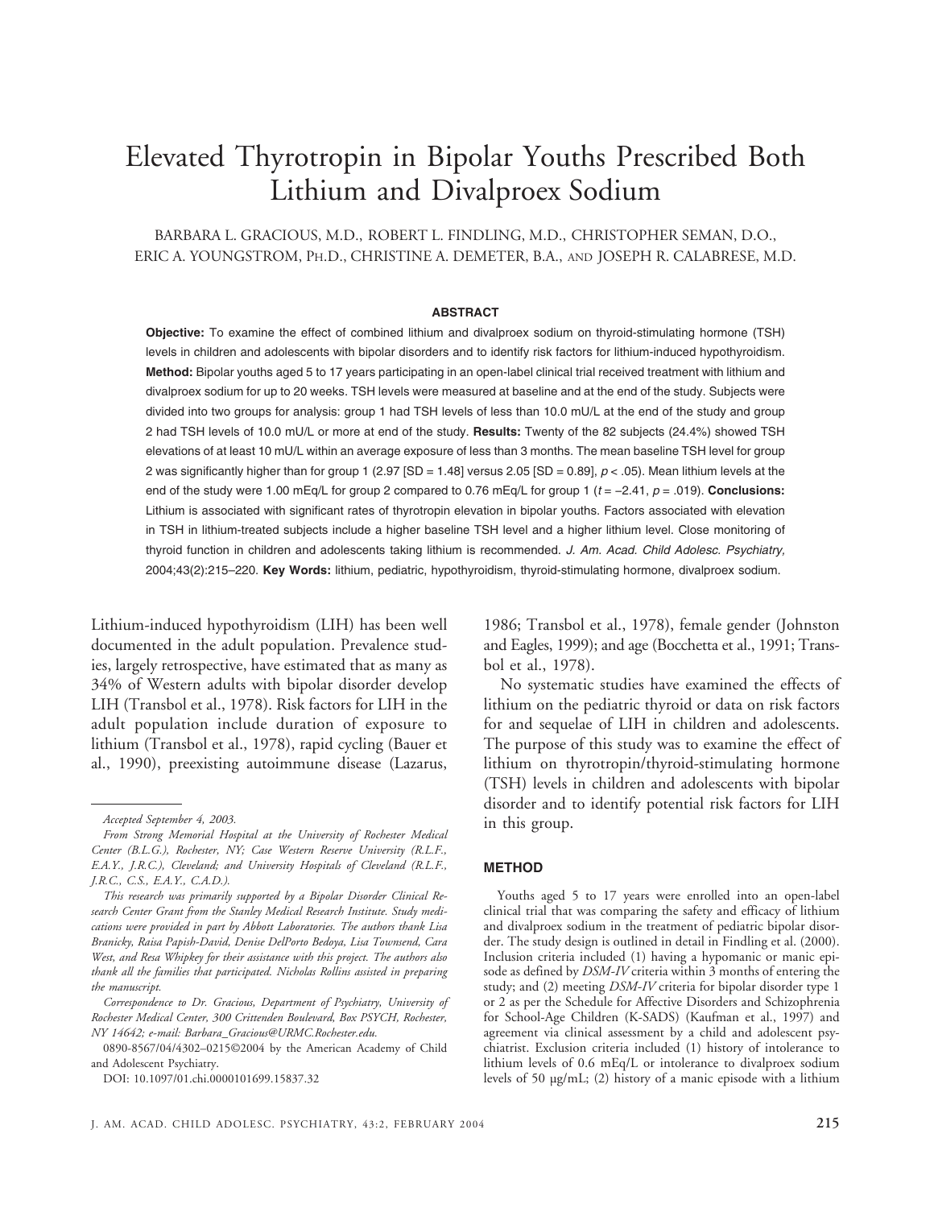# Elevated Thyrotropin in Bipolar Youths Prescribed Both Lithium and Divalproex Sodium

BARBARA L. GRACIOUS, M.D., ROBERT L. FINDLING, M.D., CHRISTOPHER SEMAN, D.O., ERIC A. YOUNGSTROM, PH.D., CHRISTINE A. DEMETER, B.A., AND JOSEPH R. CALABRESE, M.D.

## ABSTRACT

**Objective:** To examine the effect of combined lithium and divalproex sodium on thyroid-stimulating hormone (TSH) levels in children and adolescents with bipolar disorders and to identify risk factors for lithium-induced hypothyroidism. **Method:** Bipolar youths aged 5 to 17 years participating in an open-label clinical trial received treatment with lithium and divalproex sodium for up to 20 weeks. TSH levels were measured at baseline and at the end of the study. Subjects were divided into two groups for analysis: group 1 had TSH levels of less than 10.0 mU/L at the end of the study and group 2 had TSH levels of 10.0 mU/L or more at end of the study. **Results:** Twenty of the 82 subjects (24.4%) showed TSH elevations of at least 10 mU/L within an average exposure of less than 3 months. The mean baseline TSH level for group 2 was significantly higher than for group 1 (2.97 [SD = 1.48] versus 2.05 [SD = 0.89], $p < .05$). Mean lithium levels at the end of the study were 1.00 mEq/L for group 2 compared to 0.76 mEq/L for group 1 ($t = -2.41$, $p = .019$). **Conclusions:** Lithium is associated with significant rates of thyrotropin elevation in bipolar youths. Factors associated with elevation in TSH in lithium-treated subjects include a higher baseline TSH level and a higher lithium level. Close monitoring of thyroid function in children and adolescents taking lithium is recommended. *J. Am. Acad. Child Adolesc. Psychiatry,* 2004;43(2):215–220. **Key Words:** lithium, pediatric, hypothyroidism, thyroid-stimulating hormone, divalproex sodium.

Lithium-induced hypothyroidism (LIH) has been well documented in the adult population. Prevalence studies, largely retrospective, have estimated that as many as 34% of Western adults with bipolar disorder develop LIH (Transbol et al., 1978). Risk factors for LIH in the adult population include duration of exposure to lithium (Transbol et al., 1978), rapid cycling (Bauer et al., 1990), preexisting autoimmune disease (Lazarus, 1986; Transbol et al., 1978), female gender (Johnston and Eagles, 1999); and age (Bocchetta et al., 1991; Transbol et al., 1978).

No systematic studies have examined the effects of lithium on the pediatric thyroid or data on risk factors for and sequelae of LIH in children and adolescents. The purpose of this study was to examine the effect of lithium on thyrotropin/thyroid-stimulating hormone (TSH) levels in children and adolescents with bipolar disorder and to identify potential risk factors for LIH in this group.

*Accepted September 4, 2003.*

*From Strong Memorial Hospital at the University of Rochester Medical Center (B.L.G.), Rochester, NY; Case Western Reserve University (R.L.F., E.A.Y., J.R.C.), Cleveland; and University Hospitals of Cleveland (R.L.F., J.R.C., C.S., E.A.Y., C.A.D.).*

*This research was primarily supported by a Bipolar Disorder Clinical Research Center Grant from the Stanley Medical Research Institute. Study medications were provided in part by Abbott Laboratories. The authors thank Lisa Branicky, Raisa Papish-David, Denise DelPorto Bedoya, Lisa Townsend, Cara West, and Resa Whipkey for their assistance with this project. The authors also thank all the families that participated. Nicholas Rollins assisted in preparing the manuscript.*

*Correspondence to Dr. Gracious, Department of Psychiatry, University of Rochester Medical Center, 300 Crittenden Boulevard, Box PSYCH, Rochester, NY 14642; e-mail: Barbara_Gracious@URMC.Rochester.edu.*

0890-8567/04/4302–0215©2004 by the American Academy of Child and Adolescent Psychiatry.

DOI: 10.1097/01.chi.0000101699.15837.32

## METHOD

Youths aged 5 to 17 years were enrolled into an open-label clinical trial that was comparing the safety and efficacy of lithium and divalproex sodium in the treatment of pediatric bipolar disorder. The study design is outlined in detail in Findling et al. (2000). Inclusion criteria included (1) having a hypomanic or manic episode as defined by *DSM-IV* criteria within 3 months of entering the study; and (2) meeting *DSM-IV* criteria for bipolar disorder type 1 or 2 as per the Schedule for Affective Disorders and Schizophrenia for School-Age Children (K-SADS) (Kaufman et al., 1997) and agreement via clinical assessment by a child and adolescent psychiatrist. Exclusion criteria included (1) history of intolerance to lithium levels of 0.6 mEq/L or intolerance to divalproex sodium levels of 50 μg/mL; (2) history of a manic episode with a lithium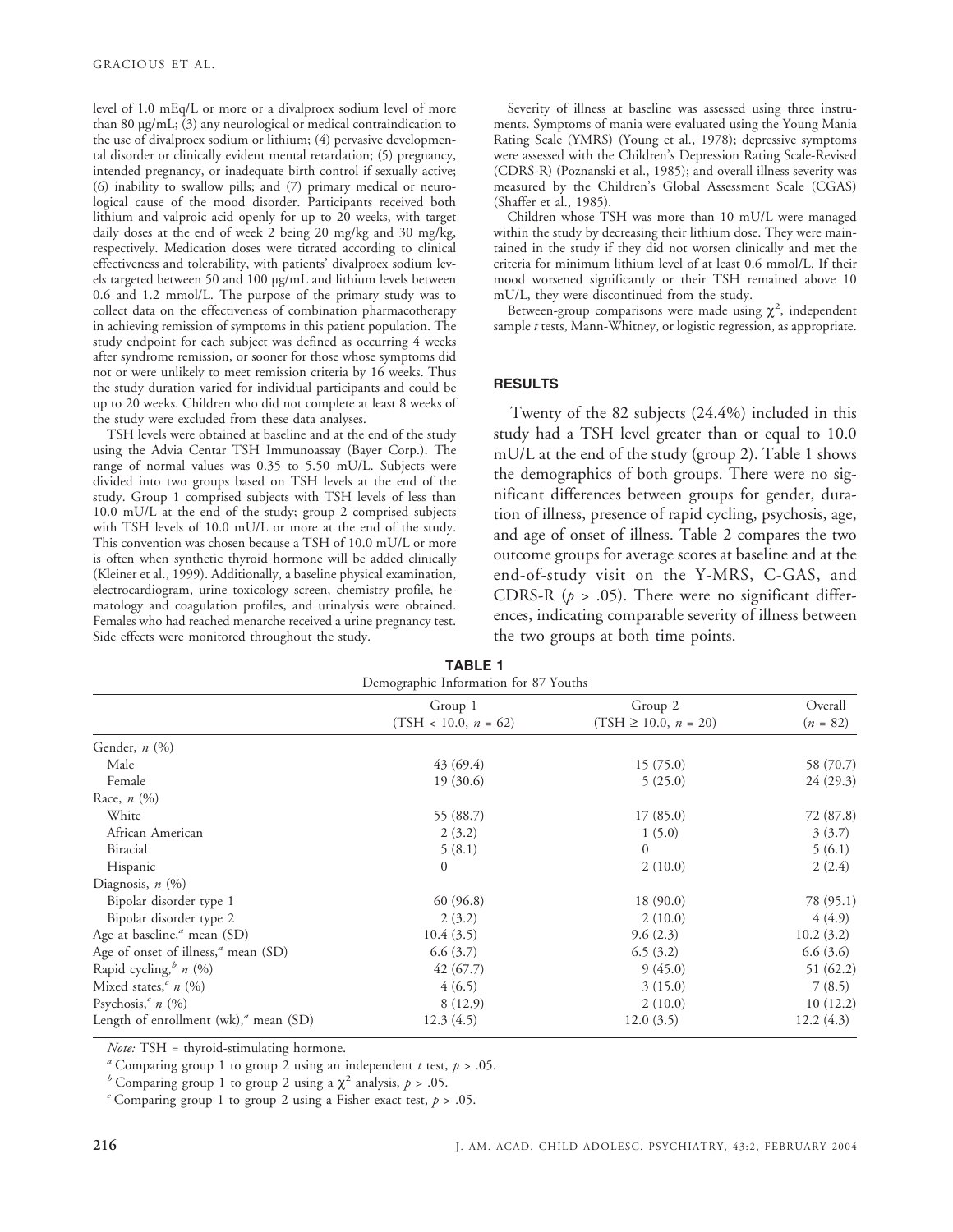level of 1.0 mEq/L or more or a divalproex sodium level of more than 80 μg/mL; (3) any neurological or medical contraindication to the use of divalproex sodium or lithium; (4) pervasive developmental disorder or clinically evident mental retardation; (5) pregnancy, intended pregnancy, or inadequate birth control if sexually active; (6) inability to swallow pills; and (7) primary medical or neurological cause of the mood disorder. Participants received both lithium and valproic acid openly for up to 20 weeks, with target daily doses at the end of week 2 being 20 mg/kg and 30 mg/kg, respectively. Medication doses were titrated according to clinical effectiveness and tolerability, with patients' divalproex sodium levels targeted between 50 and 100 μg/mL and lithium levels between 0.6 and 1.2 mmol/L. The purpose of the primary study was to collect data on the effectiveness of combination pharmacotherapy in achieving remission of symptoms in this patient population. The study endpoint for each subject was defined as occurring 4 weeks after syndrome remission, or sooner for those whose symptoms did not or were unlikely to meet remission criteria by 16 weeks. Thus the study duration varied for individual participants and could be up to 20 weeks. Children who did not complete at least 8 weeks of the study were excluded from these data analyses.

TSH levels were obtained at baseline and at the end of the study using the Advia Centar TSH Immunoassay (Bayer Corp.). The range of normal values was 0.35 to 5.50 mU/L. Subjects were divided into two groups based on TSH levels at the end of the study. Group 1 comprised subjects with TSH levels of less than 10.0 mU/L at the end of the study; group 2 comprised subjects with TSH levels of 10.0 mU/L or more at the end of the study. This convention was chosen because a TSH of 10.0 mU/L or more is often when synthetic thyroid hormone will be added clinically (Kleiner et al., 1999). Additionally, a baseline physical examination, electrocardiogram, urine toxicology screen, chemistry profile, hematology and coagulation profiles, and urinalysis were obtained. Females who had reached menarche received a urine pregnancy test. Side effects were monitored throughout the study.

Severity of illness at baseline was assessed using three instruments. Symptoms of mania were evaluated using the Young Mania Rating Scale (YMRS) (Young et al., 1978); depressive symptoms were assessed with the Children's Depression Rating Scale-Revised (CDRS-R) (Poznanski et al., 1985); and overall illness severity was measured by the Children's Global Assessment Scale (CGAS) (Shaffer et al., 1985).

Children whose TSH was more than 10 mU/L were managed within the study by decreasing their lithium dose. They were maintained in the study if they did not worsen clinically and met the criteria for minimum lithium level of at least 0.6 mmol/L. If their mood worsened significantly or their TSH remained above 10 mU/L, they were discontinued from the study.

Between-group comparisons were made using $\chi^2$, independent sample *t* tests, Mann-Whitney, or logistic regression, as appropriate.

## RESULTS

Twenty of the 82 subjects (24.4%) included in this study had a TSH level greater than or equal to 10.0 mU/L at the end of the study (group 2). Table 1 shows the demographics of both groups. There were no significant differences between groups for gender, duration of illness, presence of rapid cycling, psychosis, age, and age of onset of illness. Table 2 compares the two outcome groups for average scores at baseline and at the end-of-study visit on the Y-MRS, C-GAS, and CDRS-R ($p > .05$). There were no significant differences, indicating comparable severity of illness between the two groups at both time points.

**TABLE 1**
Demographic Information for 87 Youths

| | Group 1 (TSH < 10.0, *n* = 62) | Group 2 (TSH ≥ 10.0, *n* = 20) | Overall (*n* = 82) |
|---|---|---|---|
| Gender, *n* (%) | | | |
| Male | 43 (69.4) | 15 (75.0) | 58 (70.7) |
| Female | 19 (30.6) | 5 (25.0) | 24 (29.3) |
| Race, *n* (%) | | | |
| White | 55 (88.7) | 17 (85.0) | 72 (87.8) |
| African American | 2 (3.2) | 1 (5.0) | 3 (3.7) |
| Biracial | 5 (8.1) | 0 | 5 (6.1) |
| Hispanic | 0 | 2 (10.0) | 2 (2.4) |
| Diagnosis, *n* (%) | | | |
| Bipolar disorder type 1 | 60 (96.8) | 18 (90.0) | 78 (95.1) |
| Bipolar disorder type 2 | 2 (3.2) | 2 (10.0) | 4 (4.9) |
| Age at baseline,[a] mean (SD) | 10.4 (3.5) | 9.6 (2.3) | 10.2 (3.2) |
| Age of onset of illness,[a] mean (SD) | 6.6 (3.7) | 6.5 (3.2) | 6.6 (3.6) |
| Rapid cycling,[b] *n* (%) | 42 (67.7) | 9 (45.0) | 51 (62.2) |
| Mixed states,[c] *n* (%) | 4 (6.5) | 3 (15.0) | 7 (8.5) |
| Psychosis,[c] *n* (%) | 8 (12.9) | 2 (10.0) | 10 (12.2) |
| Length of enrollment (wk),[a] mean (SD) | 12.3 (4.5) | 12.0 (3.5) | 12.2 (4.3) |

*Note:* TSH = thyroid-stimulating hormone.

[a] Comparing group 1 to group 2 using an independent *t* test, $p > .05$.

[b] Comparing group 1 to group 2 using a $\chi^2$ analysis, $p > .05$.

[c] Comparing group 1 to group 2 using a Fisher exact test, $p > .05$.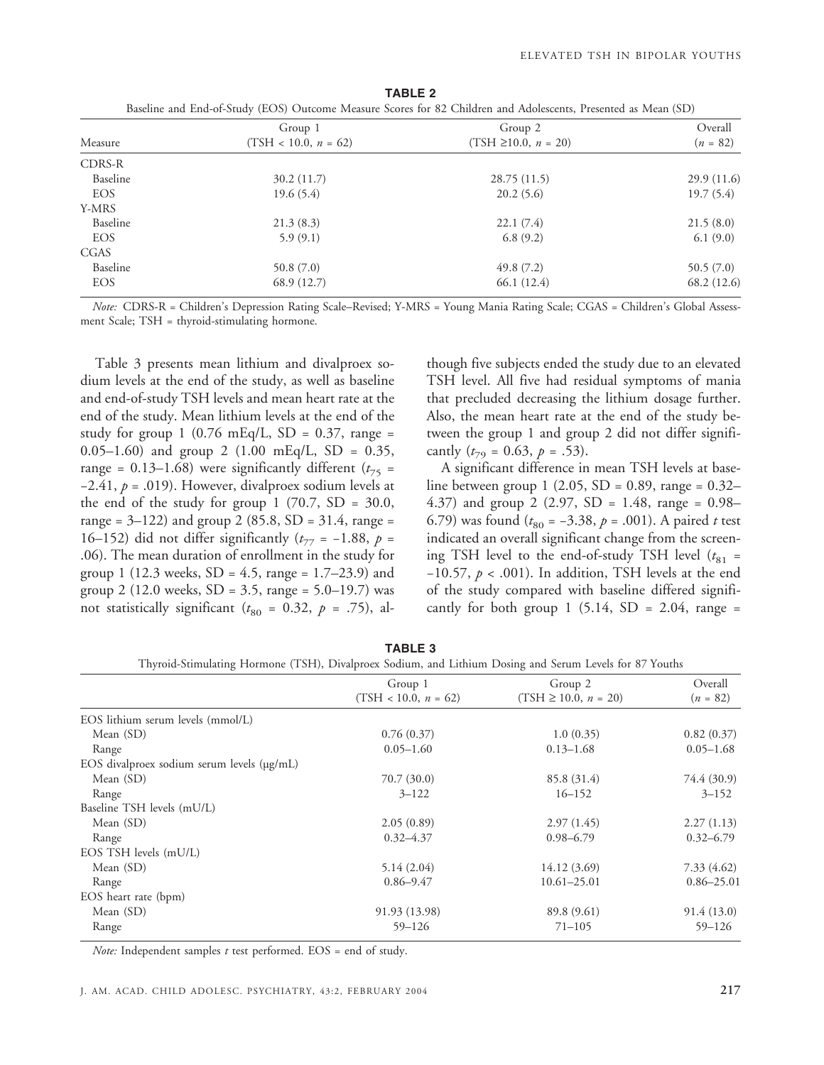**TABLE 2**

Baseline and End-of-Study (EOS) Outcome Measure Scores for 82 Children and Adolescents, Presented as Mean (SD)

| Measure | Group 1 (TSH < 10.0, $n$ = 62) | Group 2 (TSH ≥10.0, $n$ = 20) | Overall ($n$ = 82) |
|---|---|---|---|
| CDRS-R | | | |
| Baseline | 30.2 (11.7) | 28.75 (11.5) | 29.9 (11.6) |
| EOS | 19.6 (5.4) | 20.2 (5.6) | 19.7 (5.4) |
| Y-MRS | | | |
| Baseline | 21.3 (8.3) | 22.1 (7.4) | 21.5 (8.0) |
| EOS | 5.9 (9.1) | 6.8 (9.2) | 6.1 (9.0) |
| CGAS | | | |
| Baseline | 50.8 (7.0) | 49.8 (7.2) | 50.5 (7.0) |
| EOS | 68.9 (12.7) | 66.1 (12.4) | 68.2 (12.6) |

*Note:* CDRS-R = Children's Depression Rating Scale–Revised; Y-MRS = Young Mania Rating Scale; CGAS = Children's Global Assessment Scale; TSH = thyroid-stimulating hormone.

Table 3 presents mean lithium and divalproex sodium levels at the end of the study, as well as baseline and end-of-study TSH levels and mean heart rate at the end of the study. Mean lithium levels at the end of the study for group 1 (0.76 mEq/L, SD = 0.37, range = 0.05–1.60) and group 2 (1.00 mEq/L, SD = 0.35, range = 0.13–1.68) were significantly different ($t_{75}$ = −2.41, $p$ = .019). However, divalproex sodium levels at the end of the study for group 1 (70.7, SD = 30.0, range = 3–122) and group 2 (85.8, SD = 31.4, range = 16–152) did not differ significantly ($t_{77}$ = −1.88, $p$ = .06). The mean duration of enrollment in the study for group 1 (12.3 weeks, SD = 4.5, range = 1.7–23.9) and group 2 (12.0 weeks, SD = 3.5, range = 5.0–19.7) was not statistically significant ($t_{80}$ = 0.32, $p$ = .75), although five subjects ended the study due to an elevated TSH level. All five had residual symptoms of mania that precluded decreasing the lithium dosage further. Also, the mean heart rate at the end of the study between the group 1 and group 2 did not differ significantly ($t_{79}$ = 0.63, $p$ = .53).

A significant difference in mean TSH levels at baseline between group 1 (2.05, SD = 0.89, range = 0.32–4.37) and group 2 (2.97, SD = 1.48, range = 0.98–6.79) was found ($t_{80}$ = −3.38, $p$ = .001). A paired $t$ test indicated an overall significant change from the screening TSH level to the end-of-study TSH level ($t_{81}$ = −10.57, $p$ < .001). In addition, TSH levels at the end of the study compared with baseline differed significantly for both group 1 (5.14, SD = 2.04, range =

**TABLE 3**

Thyroid-Stimulating Hormone (TSH), Divalproex Sodium, and Lithium Dosing and Serum Levels for 87 Youths

| | Group 1 (TSH < 10.0, $n$ = 62) | Group 2 (TSH ≥ 10.0, $n$ = 20) | Overall ($n$ = 82) |
|---|---|---|---|
| EOS lithium serum levels (mmol/L) | | | |
| Mean (SD) | 0.76 (0.37) | 1.0 (0.35) | 0.82 (0.37) |
| Range | 0.05–1.60 | 0.13–1.68 | 0.05–1.68 |
| EOS divalproex sodium serum levels (μg/mL) | | | |
| Mean (SD) | 70.7 (30.0) | 85.8 (31.4) | 74.4 (30.9) |
| Range | 3–122 | 16–152 | 3–152 |
| Baseline TSH levels (mU/L) | | | |
| Mean (SD) | 2.05 (0.89) | 2.97 (1.45) | 2.27 (1.13) |
| Range | 0.32–4.37 | 0.98–6.79 | 0.32–6.79 |
| EOS TSH levels (mU/L) | | | |
| Mean (SD) | 5.14 (2.04) | 14.12 (3.69) | 7.33 (4.62) |
| Range | 0.86–9.47 | 10.61–25.01 | 0.86–25.01 |
| EOS heart rate (bpm) | | | |
| Mean (SD) | 91.93 (13.98) | 89.8 (9.61) | 91.4 (13.0) |
| Range | 59–126 | 71–105 | 59–126 |

*Note:* Independent samples $t$ test performed. EOS = end of study.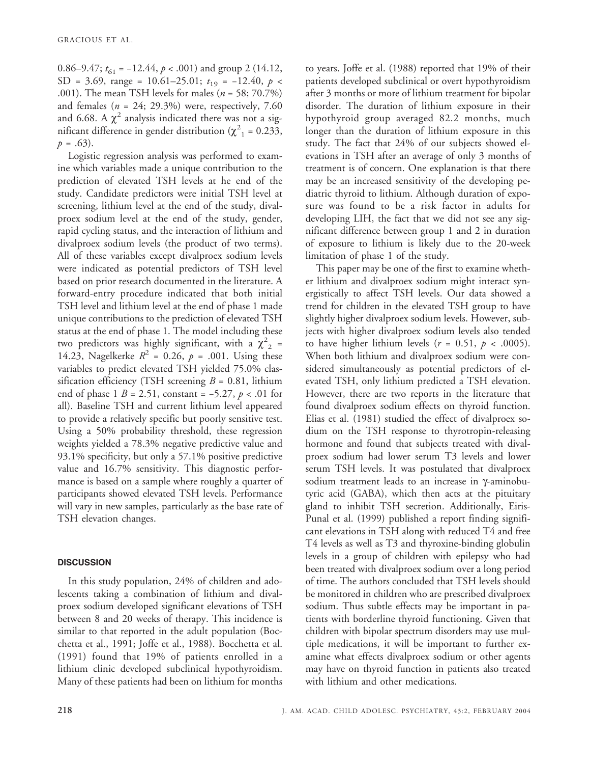0.86–9.47; $t_{61} = -12.44$, $p < .001$) and group 2 (14.12, SD = 3.69, range = 10.61–25.01; $t_{19} = -12.40$, $p < .001$). The mean TSH levels for males ($n = 58$; 70.7%) and females ($n = 24$; 29.3%) were, respectively, 7.60 and 6.68. A $\chi^2$ analysis indicated there was not a significant difference in gender distribution ($\chi^2_1 = 0.233$, $p = .63$).

Logistic regression analysis was performed to examine which variables made a unique contribution to the prediction of elevated TSH levels at he end of the study. Candidate predictors were initial TSH level at screening, lithium level at the end of the study, divalproex sodium level at the end of the study, gender, rapid cycling status, and the interaction of lithium and divalproex sodium levels (the product of two terms). All of these variables except divalproex sodium levels were indicated as potential predictors of TSH level based on prior research documented in the literature. A forward-entry procedure indicated that both initial TSH level and lithium level at the end of phase 1 made unique contributions to the prediction of elevated TSH status at the end of phase 1. The model including these two predictors was highly significant, with a $\chi^2_2 = 14.23$, Nagelkerke $R^2 = 0.26$, $p = .001$. Using these variables to predict elevated TSH yielded 75.0% classification efficiency (TSH screening $B = 0.81$, lithium end of phase 1 $B = 2.51$, constant = −5.27, $p < .01$ for all). Baseline TSH and current lithium level appeared to provide a relatively specific but poorly sensitive test. Using a 50% probability threshold, these regression weights yielded a 78.3% negative predictive value and 93.1% specificity, but only a 57.1% positive predictive value and 16.7% sensitivity. This diagnostic performance is based on a sample where roughly a quarter of participants showed elevated TSH levels. Performance will vary in new samples, particularly as the base rate of TSH elevation changes.

## DISCUSSION

In this study population, 24% of children and adolescents taking a combination of lithium and divalproex sodium developed significant elevations of TSH between 8 and 20 weeks of therapy. This incidence is similar to that reported in the adult population (Bocchetta et al., 1991; Joffe et al., 1988). Bocchetta et al. (1991) found that 19% of patients enrolled in a lithium clinic developed subclinical hypothyroidism. Many of these patients had been on lithium for months to years. Joffe et al. (1988) reported that 19% of their patients developed subclinical or overt hypothyroidism after 3 months or more of lithium treatment for bipolar disorder. The duration of lithium exposure in their hypothyroid group averaged 82.2 months, much longer than the duration of lithium exposure in this study. The fact that 24% of our subjects showed elevations in TSH after an average of only 3 months of treatment is of concern. One explanation is that there may be an increased sensitivity of the developing pediatric thyroid to lithium. Although duration of exposure was found to be a risk factor in adults for developing LIH, the fact that we did not see any significant difference between group 1 and 2 in duration of exposure to lithium is likely due to the 20-week limitation of phase 1 of the study.

This paper may be one of the first to examine whether lithium and divalproex sodium might interact synergistically to affect TSH levels. Our data showed a trend for children in the elevated TSH group to have slightly higher divalproex sodium levels. However, subjects with higher divalproex sodium levels also tended to have higher lithium levels ($r = 0.51$, $p < .0005$). When both lithium and divalproex sodium were considered simultaneously as potential predictors of elevated TSH, only lithium predicted a TSH elevation. However, there are two reports in the literature that found divalproex sodium effects on thyroid function. Elias et al. (1981) studied the effect of divalproex sodium on the TSH response to thyrotropin-releasing hormone and found that subjects treated with divalproex sodium had lower serum T3 levels and lower serum TSH levels. It was postulated that divalproex sodium treatment leads to an increase in γ-aminobutyric acid (GABA), which then acts at the pituitary gland to inhibit TSH secretion. Additionally, Eiris-Punal et al. (1999) published a report finding significant elevations in TSH along with reduced T4 and free T4 levels as well as T3 and thyroxine-binding globulin levels in a group of children with epilepsy who had been treated with divalproex sodium over a long period of time. The authors concluded that TSH levels should be monitored in children who are prescribed divalproex sodium. Thus subtle effects may be important in patients with borderline thyroid functioning. Given that children with bipolar spectrum disorders may use multiple medications, it will be important to further examine what effects divalproex sodium or other agents may have on thyroid function in patients also treated with lithium and other medications.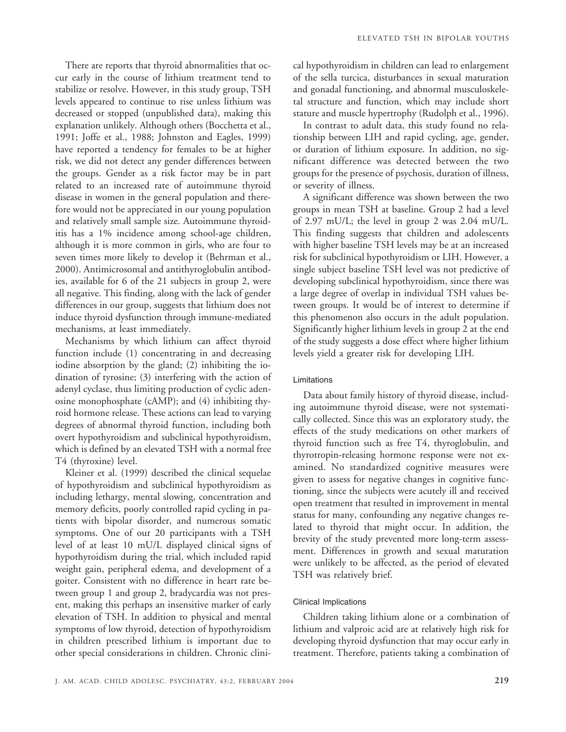There are reports that thyroid abnormalities that occur early in the course of lithium treatment tend to stabilize or resolve. However, in this study group, TSH levels appeared to continue to rise unless lithium was decreased or stopped (unpublished data), making this explanation unlikely. Although others (Bocchetta et al., 1991; Joffe et al., 1988; Johnston and Eagles, 1999) have reported a tendency for females to be at higher risk, we did not detect any gender differences between the groups. Gender as a risk factor may be in part related to an increased rate of autoimmune thyroid disease in women in the general population and therefore would not be appreciated in our young population and relatively small sample size. Autoimmune thyroiditis has a 1% incidence among school-age children, although it is more common in girls, who are four to seven times more likely to develop it (Behrman et al., 2000). Antimicrosomal and antithyroglobulin antibodies, available for 6 of the 21 subjects in group 2, were all negative. This finding, along with the lack of gender differences in our group, suggests that lithium does not induce thyroid dysfunction through immune-mediated mechanisms, at least immediately.

Mechanisms by which lithium can affect thyroid function include (1) concentrating in and decreasing iodine absorption by the gland; (2) inhibiting the iodination of tyrosine; (3) interfering with the action of adenyl cyclase, thus limiting production of cyclic adenosine monophosphate (cAMP); and (4) inhibiting thyroid hormone release. These actions can lead to varying degrees of abnormal thyroid function, including both overt hypothyroidism and subclinical hypothyroidism, which is defined by an elevated TSH with a normal free T4 (thyroxine) level.

Kleiner et al. (1999) described the clinical sequelae of hypothyroidism and subclinical hypothyroidism as including lethargy, mental slowing, concentration and memory deficits, poorly controlled rapid cycling in patients with bipolar disorder, and numerous somatic symptoms. One of our 20 participants with a TSH level of at least 10 mU/L displayed clinical signs of hypothyroidism during the trial, which included rapid weight gain, peripheral edema, and development of a goiter. Consistent with no difference in heart rate between group 1 and group 2, bradycardia was not present, making this perhaps an insensitive marker of early elevation of TSH. In addition to physical and mental symptoms of low thyroid, detection of hypothyroidism in children prescribed lithium is important due to other special considerations in children. Chronic clinical hypothyroidism in children can lead to enlargement of the sella turcica, disturbances in sexual maturation and gonadal functioning, and abnormal musculoskeletal structure and function, which may include short stature and muscle hypertrophy (Rudolph et al., 1996).

In contrast to adult data, this study found no relationship between LIH and rapid cycling, age, gender, or duration of lithium exposure. In addition, no significant difference was detected between the two groups for the presence of psychosis, duration of illness, or severity of illness.

A significant difference was shown between the two groups in mean TSH at baseline. Group 2 had a level of 2.97 mU/L; the level in group 2 was 2.04 mU/L. This finding suggests that children and adolescents with higher baseline TSH levels may be at an increased risk for subclinical hypothyroidism or LIH. However, a single subject baseline TSH level was not predictive of developing subclinical hypothyroidism, since there was a large degree of overlap in individual TSH values between groups. It would be of interest to determine if this phenomenon also occurs in the adult population. Significantly higher lithium levels in group 2 at the end of the study suggests a dose effect where higher lithium levels yield a greater risk for developing LIH.

### Limitations

Data about family history of thyroid disease, including autoimmune thyroid disease, were not systematically collected. Since this was an exploratory study, the effects of the study medications on other markers of thyroid function such as free T4, thyroglobulin, and thyrotropin-releasing hormone response were not examined. No standardized cognitive measures were given to assess for negative changes in cognitive functioning, since the subjects were acutely ill and received open treatment that resulted in improvement in mental status for many, confounding any negative changes related to thyroid that might occur. In addition, the brevity of the study prevented more long-term assessment. Differences in growth and sexual maturation were unlikely to be affected, as the period of elevated TSH was relatively brief.

### Clinical Implications

Children taking lithium alone or a combination of lithium and valproic acid are at relatively high risk for developing thyroid dysfunction that may occur early in treatment. Therefore, patients taking a combination of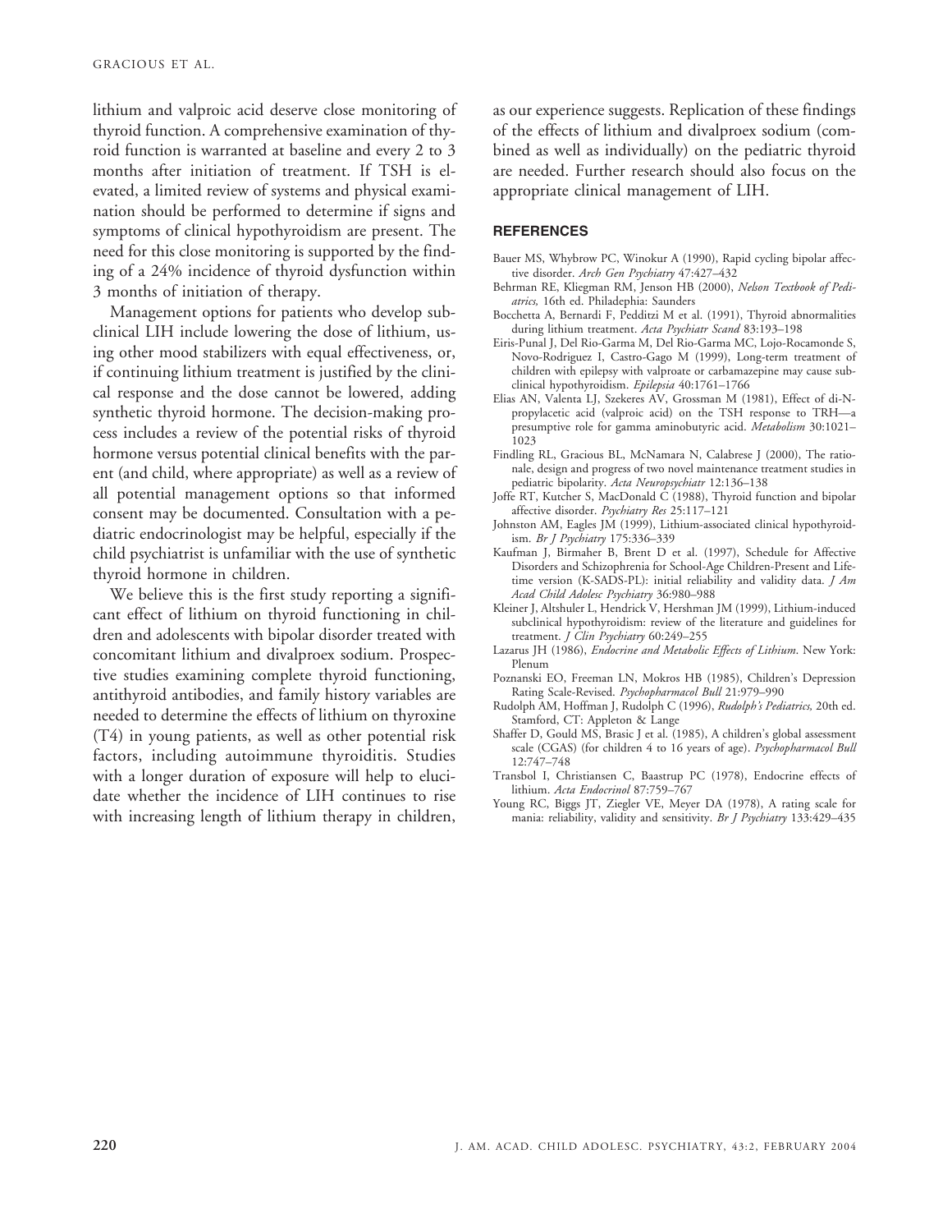lithium and valproic acid deserve close monitoring of thyroid function. A comprehensive examination of thyroid function is warranted at baseline and every 2 to 3 months after initiation of treatment. If TSH is elevated, a limited review of systems and physical examination should be performed to determine if signs and symptoms of clinical hypothyroidism are present. The need for this close monitoring is supported by the finding of a 24% incidence of thyroid dysfunction within 3 months of initiation of therapy.

Management options for patients who develop subclinical LIH include lowering the dose of lithium, using other mood stabilizers with equal effectiveness, or, if continuing lithium treatment is justified by the clinical response and the dose cannot be lowered, adding synthetic thyroid hormone. The decision-making process includes a review of the potential risks of thyroid hormone versus potential clinical benefits with the parent (and child, where appropriate) as well as a review of all potential management options so that informed consent may be documented. Consultation with a pediatric endocrinologist may be helpful, especially if the child psychiatrist is unfamiliar with the use of synthetic thyroid hormone in children.

We believe this is the first study reporting a significant effect of lithium on thyroid functioning in children and adolescents with bipolar disorder treated with concomitant lithium and divalproex sodium. Prospective studies examining complete thyroid functioning, antithyroid antibodies, and family history variables are needed to determine the effects of lithium on thyroxine (T4) in young patients, as well as other potential risk factors, including autoimmune thyroiditis. Studies with a longer duration of exposure will help to elucidate whether the incidence of LIH continues to rise with increasing length of lithium therapy in children, as our experience suggests. Replication of these findings of the effects of lithium and divalproex sodium (combined as well as individually) on the pediatric thyroid are needed. Further research should also focus on the appropriate clinical management of LIH.

## REFERENCES

Bauer MS, Whybrow PC, Winokur A (1990), Rapid cycling bipolar affective disorder. *Arch Gen Psychiatry* 47:427–432

Behrman RE, Kliegman RM, Jenson HB (2000), *Nelson Textbook of Pediatrics,* 16th ed. Philadephia: Saunders

Bocchetta A, Bernardi F, Pedditzi M et al. (1991), Thyroid abnormalities during lithium treatment. *Acta Psychiatr Scand* 83:193–198

Eiris-Punal J, Del Rio-Garma M, Del Rio-Garma MC, Lojo-Rocamonde S, Novo-Rodriguez I, Castro-Gago M (1999), Long-term treatment of children with epilepsy with valproate or carbamazepine may cause subclinical hypothyroidism. *Epilepsia* 40:1761–1766

Elias AN, Valenta LJ, Szekeres AV, Grossman M (1981), Effect of di-N-propylacetic acid (valproic acid) on the TSH response to TRH—a presumptive role for gamma aminobutyric acid. *Metabolism* 30:1021–1023

Findling RL, Gracious BL, McNamara N, Calabrese J (2000), The rationale, design and progress of two novel maintenance treatment studies in pediatric bipolarity. *Acta Neuropsychiatr* 12:136–138

Joffe RT, Kutcher S, MacDonald C (1988), Thyroid function and bipolar affective disorder. *Psychiatry Res* 25:117–121

Johnston AM, Eagles JM (1999), Lithium-associated clinical hypothyroidism. *Br J Psychiatry* 175:336–339

Kaufman J, Birmaher B, Brent D et al. (1997), Schedule for Affective Disorders and Schizophrenia for School-Age Children-Present and Lifetime version (K-SADS-PL): initial reliability and validity data. *J Am Acad Child Adolesc Psychiatry* 36:980–988

Kleiner J, Altshuler L, Hendrick V, Hershman JM (1999), Lithium-induced subclinical hypothyroidism: review of the literature and guidelines for treatment. *J Clin Psychiatry* 60:249–255

Lazarus JH (1986), *Endocrine and Metabolic Effects of Lithium*. New York: Plenum

Poznanski EO, Freeman LN, Mokros HB (1985), Children's Depression Rating Scale-Revised. *Psychopharmacol Bull* 21:979–990

Rudolph AM, Hoffman J, Rudolph C (1996), *Rudolph's Pediatrics,* 20th ed. Stamford, CT: Appleton & Lange

Shaffer D, Gould MS, Brasic J et al. (1985), A children's global assessment scale (CGAS) (for children 4 to 16 years of age). *Psychopharmacol Bull* 12:747–748

Transbol I, Christiansen C, Baastrup PC (1978), Endocrine effects of lithium. *Acta Endocrinol* 87:759–767

Young RC, Biggs JT, Ziegler VE, Meyer DA (1978), A rating scale for mania: reliability, validity and sensitivity. *Br J Psychiatry* 133:429–435